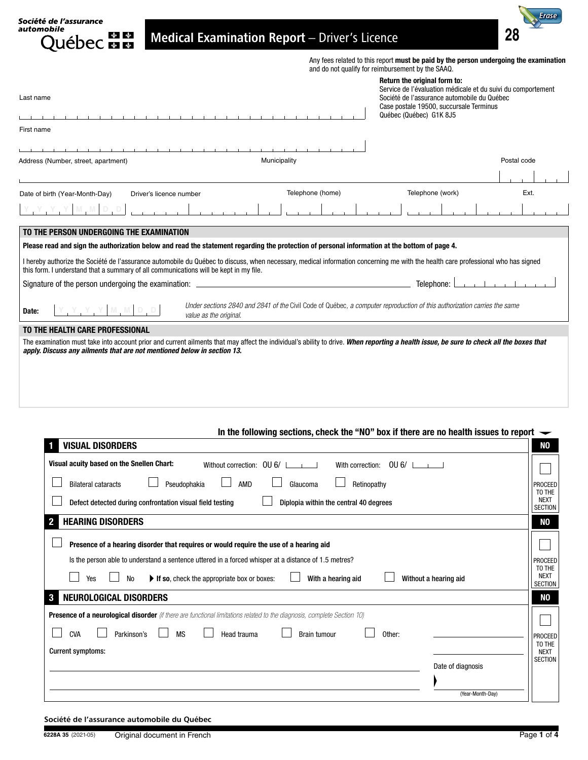Société de l'assurance automobile Québec

# Medical Examination Report – Driver's Licence

**28**

Any fees related to this report **must be paid by the person undergoing the examination** and do not qualify for reimbursement by the SAAQ.

**Return the original form to:**
Service de l'évaluation médicale et du suivi du comportement
Société de l'assurance automobile du Québec
Case postale 19500, succursale Terminus
Québec (Québec) G1K 8J5

Last name

First name

Address (Number, street, apartment) | Municipality | Postal code

Date of birth (Year-Month-Day) Y Y Y Y M M D D | Driver's licence number | Telephone (home) | Telephone (work) | Ext.

## TO THE PERSON UNDERGOING THE EXAMINATION

**Please read and sign the authorization below and read the statement regarding the protection of personal information at the bottom of page 4.**

I hereby authorize the Société de l'assurance automobile du Québec to discuss, when necessary, medical information concerning me with the health care professional who has signed this form. I understand that a summary of all communications will be kept in my file.

Signature of the person undergoing the examination: ______________________ Telephone: __________

**Date:** Y Y Y Y M M D D

*Under sections 2840 and 2841 of the* Civil Code of Québec*, a computer reproduction of this authorization carries the same value as the original.*

## TO THE HEALTH CARE PROFESSIONAL

The examination must take into account prior and current ailments that may affect the individual's ability to drive. ***When reporting a health issue, be sure to check all the boxes that apply. Discuss any ailments that are not mentioned below in section 13.***

**In the following sections, check the "NO" box if there are no health issues to report**

## 1 VISUAL DISORDERS

**NO** ☐ PROCEED TO THE NEXT SECTION

**Visual acuity based on the Snellen Chart:** Without correction: OU 6/ ____ With correction: OU 6/ ____

☐ Bilateral cataracts ☐ Pseudophakia ☐ AMD ☐ Glaucoma ☐ Retinopathy

☐ **Defect detected during confrontation visual field testing** ☐ **Diplopia within the central 40 degrees**

## 2 HEARING DISORDERS

**NO** ☐ PROCEED TO THE NEXT SECTION

☐ **Presence of a hearing disorder that requires or would require the use of a hearing aid**

Is the person able to understand a sentence uttered in a forced whisper at a distance of 1.5 metres?

☐ Yes ☐ No ▶ **If so**, check the appropriate box or boxes: ☐ **With a hearing aid** ☐ **Without a hearing aid**

## 3 NEUROLOGICAL DISORDERS

**NO** ☐ PROCEED TO THE NEXT SECTION

**Presence of a neurological disorder** *(if there are functional limitations related to the diagnosis, complete Section 10)*

☐ CVA ☐ Parkinson's ☐ MS ☐ Head trauma ☐ Brain tumour ☐ Other: ______________

Current symptoms:

Date of diagnosis ▶ ______ (Year-Month-Day)

Société de l'assurance automobile du Québec

6228A 35 (2021-05) Original document in French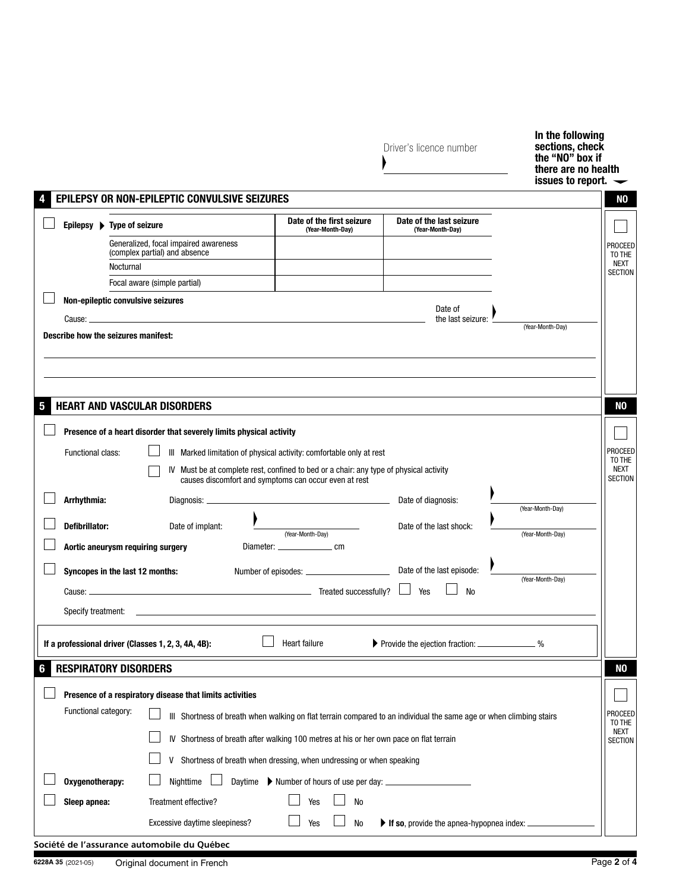Driver's licence number

**In the following sections, check the "NO" box if there are no health issues to report.**

## 4 EPILEPSY OR NON-EPILEPTIC CONVULSIVE SEIZURES

☐ NO — PROCEED TO THE NEXT SECTION

☐ **Epilepsy** ▶ **Type of seizure**

| Type of seizure | Date of the first seizure (Year-Month-Day) | Date of the last seizure (Year-Month-Day) |
|---|---|---|
| Generalized, focal impaired awareness (complex partial) and absence | | |
| Nocturnal | | |
| Focal aware (simple partial) | | |

☐ **Non-epileptic convulsive seizures**

Cause: ____________________ Date of the last seizure: ____________ (Year-Month-Day)

**Describe how the seizures manifest:**

______________________________

______________________________

## 5 HEART AND VASCULAR DISORDERS

☐ NO — PROCEED TO THE NEXT SECTION

☐ **Presence of a heart disorder that severely limits physical activity**

Functional class:
- ☐ III Marked limitation of physical activity: comfortable only at rest
- ☐ IV Must be at complete rest, confined to bed or a chair: any type of physical activity causes discomfort and symptoms can occur even at rest

☐ **Arrhythmia:** Diagnosis: ____________ Date of diagnosis: ____________ (Year-Month-Day)

☐ **Defibrillator:** Date of implant: ____________ (Year-Month-Day) Date of the last shock: ____________ (Year-Month-Day)

☐ **Aortic aneurysm requiring surgery** Diameter: ____________ cm

☐ **Syncopes in the last 12 months:** Number of episodes: ____________ Date of the last episode: ____________ (Year-Month-Day)

Cause: ____________ Treated successfully? ☐ Yes ☐ No

Specify treatment: ____________

**If a professional driver (Classes 1, 2, 3, 4A, 4B):** ☐ Heart failure ▶ Provide the ejection fraction: ____________ %

## 6 RESPIRATORY DISORDERS

☐ NO — PROCEED TO THE NEXT SECTION

☐ **Presence of a respiratory disease that limits activities**

Functional category:
- ☐ III Shortness of breath when walking on flat terrain compared to an individual the same age or when climbing stairs
- ☐ IV Shortness of breath after walking 100 metres at his or her own pace on flat terrain
- ☐ V Shortness of breath when dressing, when undressing or when speaking

☐ **Oxygenotherapy:** ☐ Nighttime ☐ Daytime ▶ Number of hours of use per day: ____________

☐ **Sleep apnea:** Treatment effective? ☐ Yes ☐ No

Excessive daytime sleepiness? ☐ Yes ☐ No ▶ **If so**, provide the apnea-hypopnea index: ____________

**Société de l'assurance automobile du Québec**

6228A 35 (2021-05) Original document in French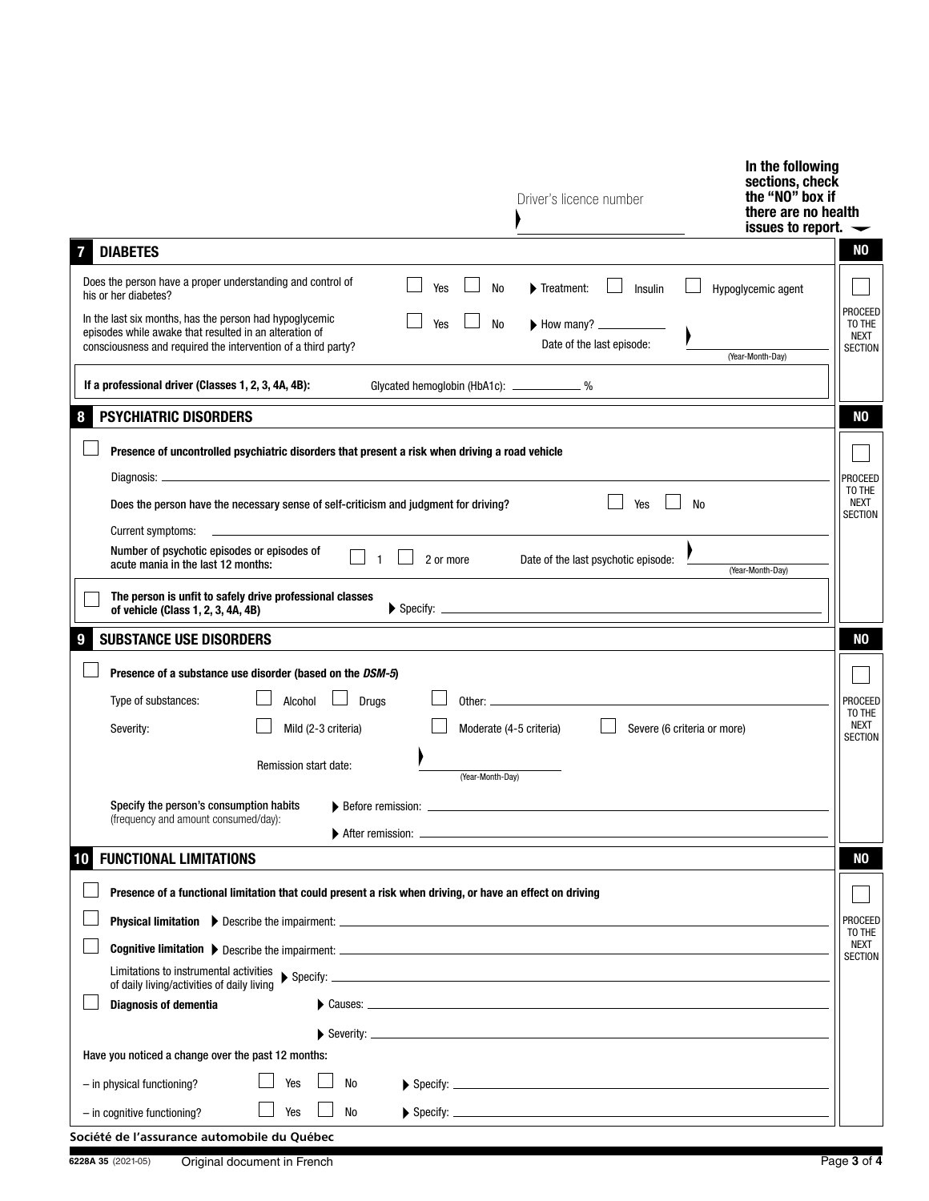Driver's licence number ▶ ____________________

**In the following sections, check the "NO" box if there are no health issues to report.**

## 7 DIABETES

**NO** ☐ PROCEED TO THE NEXT SECTION

Does the person have a proper understanding and control of his or her diabetes? ☐ Yes ☐ No ▶ Treatment: ☐ Insulin ☐ Hypoglycemic agent

In the last six months, has the person had hypoglycemic episodes while awake that resulted in an alteration of consciousness and required the intervention of a third party? ☐ Yes ☐ No ▶ How many? ________ Date of the last episode: ▶ ________ (Year-Month-Day)

**If a professional driver (Classes 1, 2, 3, 4A, 4B):** Glycated hemoglobin (HbA1c): ________ %

## 8 PSYCHIATRIC DISORDERS

**NO** ☐ PROCEED TO THE NEXT SECTION

☐ **Presence of uncontrolled psychiatric disorders that present a risk when driving a road vehicle**

Diagnosis: ____________________

**Does the person have the necessary sense of self-criticism and judgment for driving?** ☐ Yes ☐ No

Current symptoms: ____________________

**Number of psychotic episodes or episodes of acute mania in the last 12 months:** ☐ 1 ☐ 2 or more Date of the last psychotic episode: ▶ ________ (Year-Month-Day)

☐ **The person is unfit to safely drive professional classes of vehicle (Class 1, 2, 3, 4A, 4B)** ▶ Specify: ____________________

## 9 SUBSTANCE USE DISORDERS

**NO** ☐ PROCEED TO THE NEXT SECTION

☐ **Presence of a substance use disorder (based on the *DSM-5*)**

Type of substances: ☐ Alcohol ☐ Drugs ☐ Other: ____________________

Severity: ☐ Mild (2-3 criteria) ☐ Moderate (4-5 criteria) ☐ Severe (6 criteria or more)

Remission start date: ▶ ________ (Year-Month-Day)

**Specify the person's consumption habits** (frequency and amount consumed/day):
- ▶ Before remission: ____________________
- ▶ After remission: ____________________

## 10 FUNCTIONAL LIMITATIONS

**NO** ☐ PROCEED TO THE NEXT SECTION

☐ **Presence of a functional limitation that could present a risk when driving, or have an effect on driving**

☐ **Physical limitation** ▶ Describe the impairment: ____________________

☐ **Cognitive limitation** ▶ Describe the impairment: ____________________

Limitations to instrumental activities of daily living/activities of daily living ▶ Specify: ____________________

☐ **Diagnosis of dementia** ▶ Causes: ____________________

▶ Severity: ____________________

**Have you noticed a change over the past 12 months:**

– in physical functioning? ☐ Yes ☐ No ▶ Specify: ____________________

– in cognitive functioning? ☐ Yes ☐ No ▶ Specify: ____________________

**Société de l'assurance automobile du Québec**

6228A 35 (2021-05) Original document in French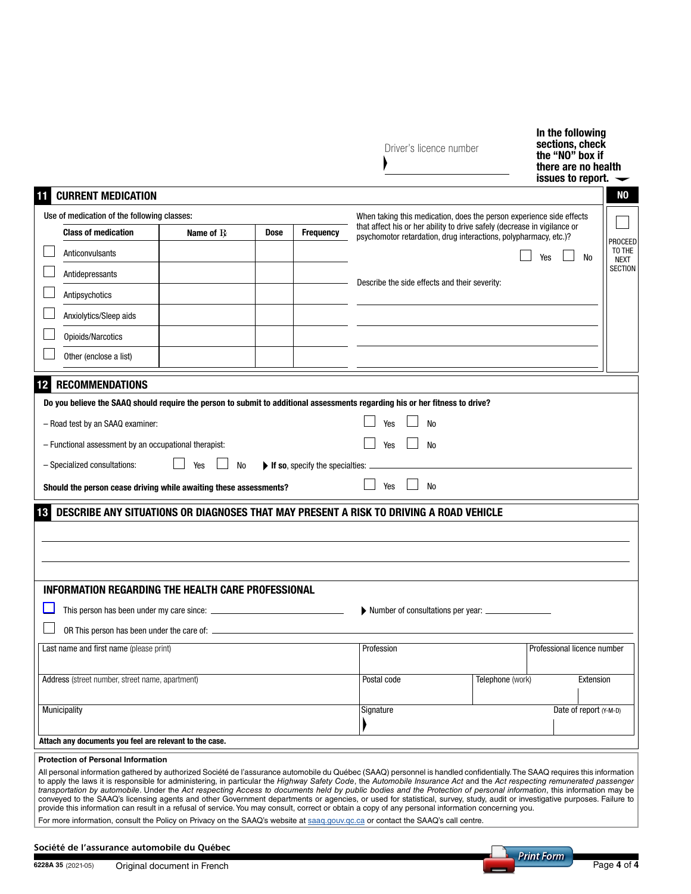Driver's licence number

▶ ______________________

**In the following sections, check the "NO" box if there are no health issues to report.**

## 11 CURRENT MEDICATION

**NO** ☐ PROCEED TO THE NEXT SECTION

Use of medication of the following classes:

| | Class of medication | Name of ℞ | Dose | Frequency |
|---|---|---|---|---|
| ☐ | Anticonvulsants | | | |
| ☐ | Antidepressants | | | |
| ☐ | Antipsychotics | | | |
| ☐ | Anxiolytics/Sleep aids | | | |
| ☐ | Opioids/Narcotics | | | |
| ☐ | Other (enclose a list) | | | |

When taking this medication, does the person experience side effects that affect his or her ability to drive safely (decrease in vigilance or psychomotor retardation, drug interactions, polypharmacy, etc.)? ☐ Yes ☐ No

Describe the side effects and their severity:

______________________

______________________

______________________

______________________

## 12 RECOMMENDATIONS

**Do you believe the SAAQ should require the person to submit to additional assessments regarding his or her fitness to drive?**

– Road test by an SAAQ examiner: ☐ Yes ☐ No

– Functional assessment by an occupational therapist: ☐ Yes ☐ No

– Specialized consultations: ☐ Yes ☐ No ▶ **If so**, specify the specialties: ______________________

**Should the person cease driving while awaiting these assessments?** ☐ Yes ☐ No

## 13 DESCRIBE ANY SITUATIONS OR DIAGNOSES THAT MAY PRESENT A RISK TO DRIVING A ROAD VEHICLE

______________________

______________________

### INFORMATION REGARDING THE HEALTH CARE PROFESSIONAL

☐ This person has been under my care since: ______________________ ▶ Number of consultations per year: ______________

☐ OR This person has been under the care of: ______________________

| Last name and first name (please print) | Profession | | Professional licence number |
|---|---|---|---|
| **Address** (street number, street name, apartment) | **Postal code** | **Telephone** (work) | **Extension** |
| **Municipality** | **Signature** ▶ | | **Date of report** (Y-M-D) |

**Attach any documents you feel are relevant to the case.**

**Protection of Personal Information**

All personal information gathered by authorized Société de l'assurance automobile du Québec (SAAQ) personnel is handled confidentially. The SAAQ requires this information to apply the laws it is responsible for administering, in particular the *Highway Safety Code*, the *Automobile Insurance Act* and the *Act respecting remunerated passenger transportation by automobile*. Under the *Act respecting Access to documents held by public bodies and the Protection of personal information*, this information may be conveyed to the SAAQ's licensing agents and other Government departments or agencies, or used for statistical, survey, study, audit or investigative purposes. Failure to provide this information can result in a refusal of service. You may consult, correct or obtain a copy of any personal information concerning you.

For more information, consult the Policy on Privacy on the SAAQ's website at saaq.gouv.qc.ca or contact the SAAQ's call centre.

**Société de l'assurance automobile du Québec**

**6228A 35** (2021-05) Original document in French

Print Form